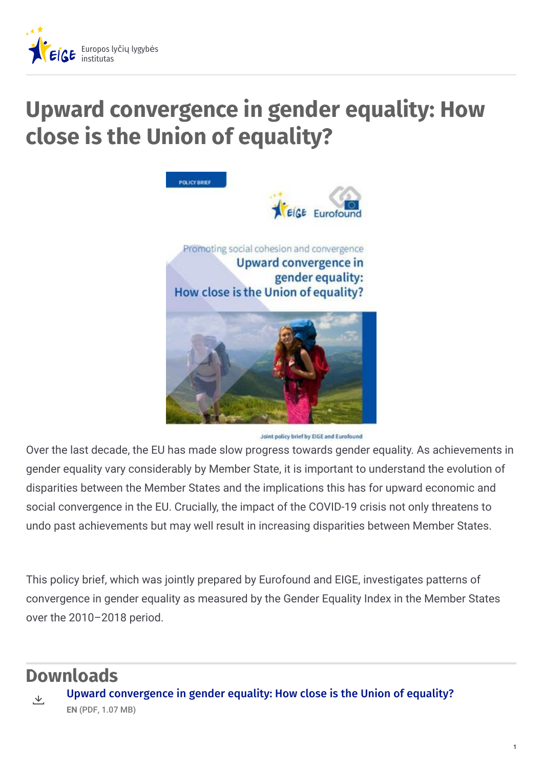Europos lyčių lygybės institutas

# Upward convergence in gender equality: How close is the Union of equality?

Over the last decade, the EU has made slow progress towards gender equality. As achievements in gender equality vary considerably by Member State, it is important to understand the evolution of disparities between the Member States and the implications this has for upward economic and social convergence in the EU. Crucially, the impact of the COVID-19 crisis not only threatens to undo past achievements but may well result in increasing disparities between Member States.

This policy brief, which was jointly prepared by Eurofound and EIGE, investigates patterns of convergence in gender equality as measured by the Gender Equality Index in the Member States over the 2010–2018 period.

## Downloads

Upward convergence in gender equality: How close is the Union of equality?

**EN** (PDF, 1.07 MB)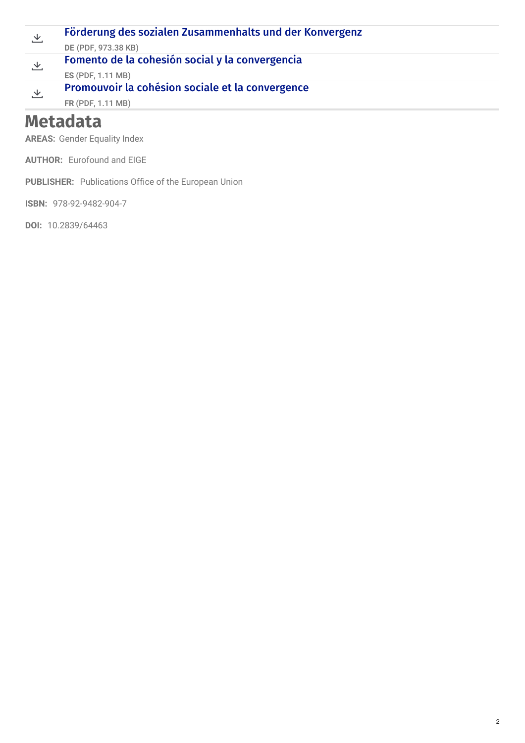Förderung des sozialen Zusammenhalts und der Konvergenz

**DE** (PDF, 973.38 KB)

Fomento de la cohesión social y la convergencia

**ES** (PDF, 1.11 MB)

Promouvoir la cohésion sociale et la convergence

**FR** (PDF, 1.11 MB)

# Metadata

**AREAS:** Gender Equality Index

**AUTHOR:** Eurofound and EIGE

**PUBLISHER:** Publications Office of the European Union

**ISBN:** 978-92-9482-904-7

**DOI:** 10.2839/64463